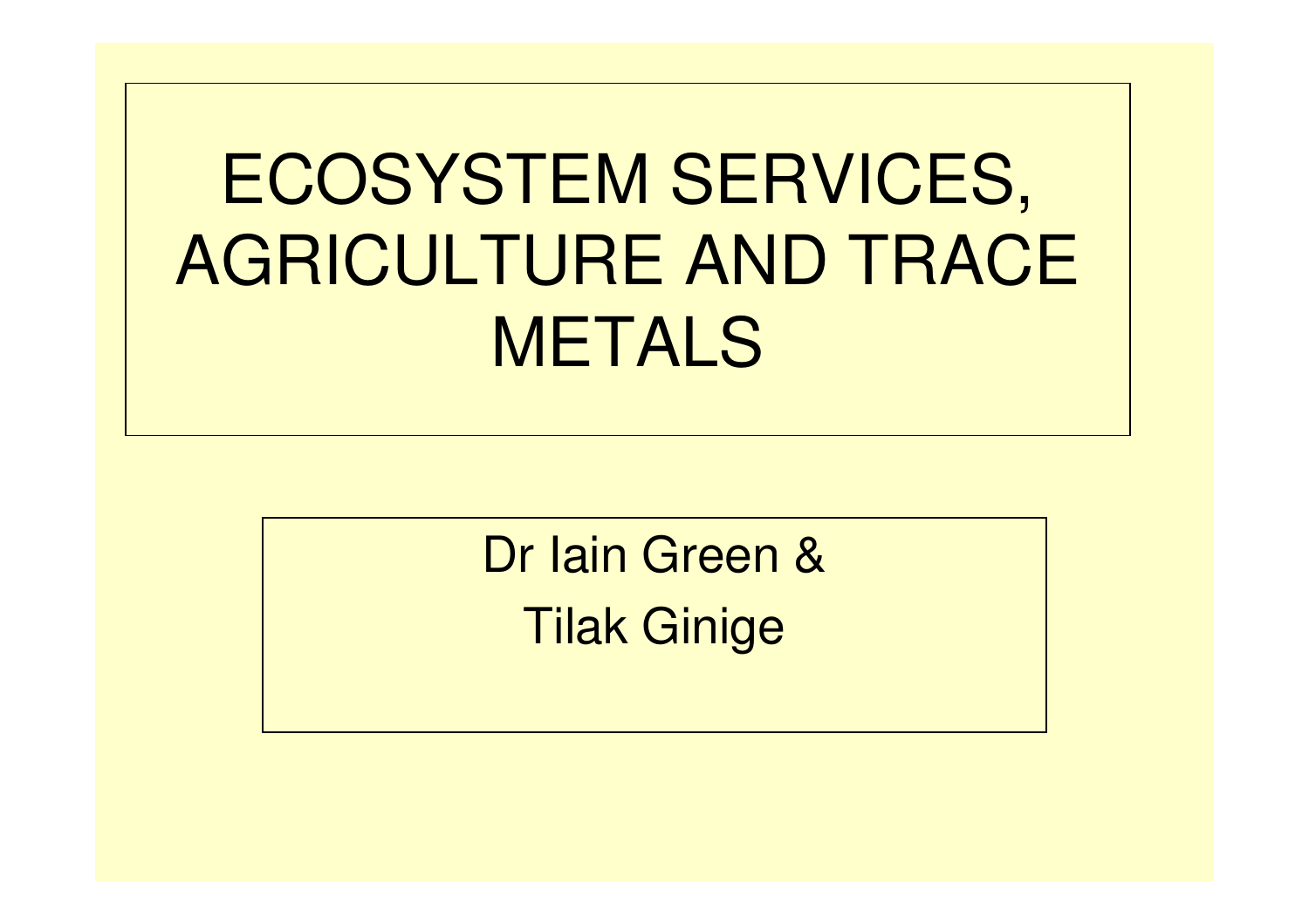# ECOSYSTEM SERVICES, AGRICULTURE AND TRACE METALS

Dr Iain Green &

Tilak Ginige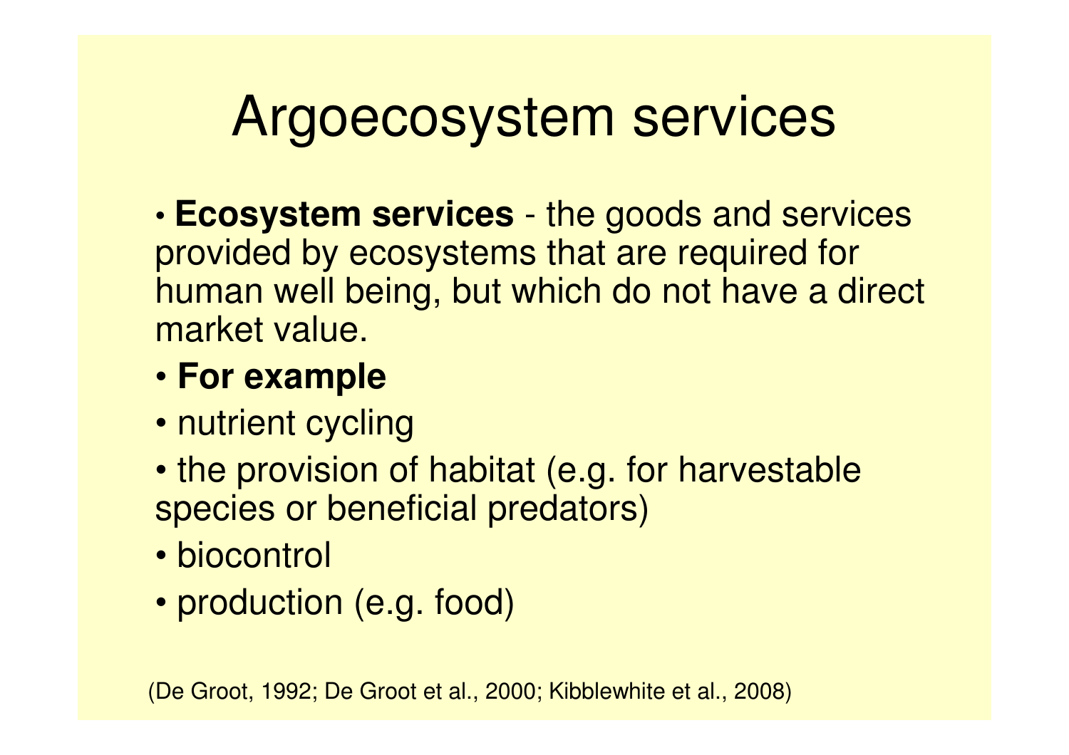# Argoecosystem services

- **Ecosystem services** - the goods and services provided by ecosystems that are required for human well being, but which do not have a direct market value.
- **For example**
- nutrient cycling
- the provision of habitat (e.g. for harvestable species or beneficial predators)
- biocontrol
- production (e.g. food)

(De Groot, 1992; De Groot et al., 2000; Kibblewhite et al., 2008)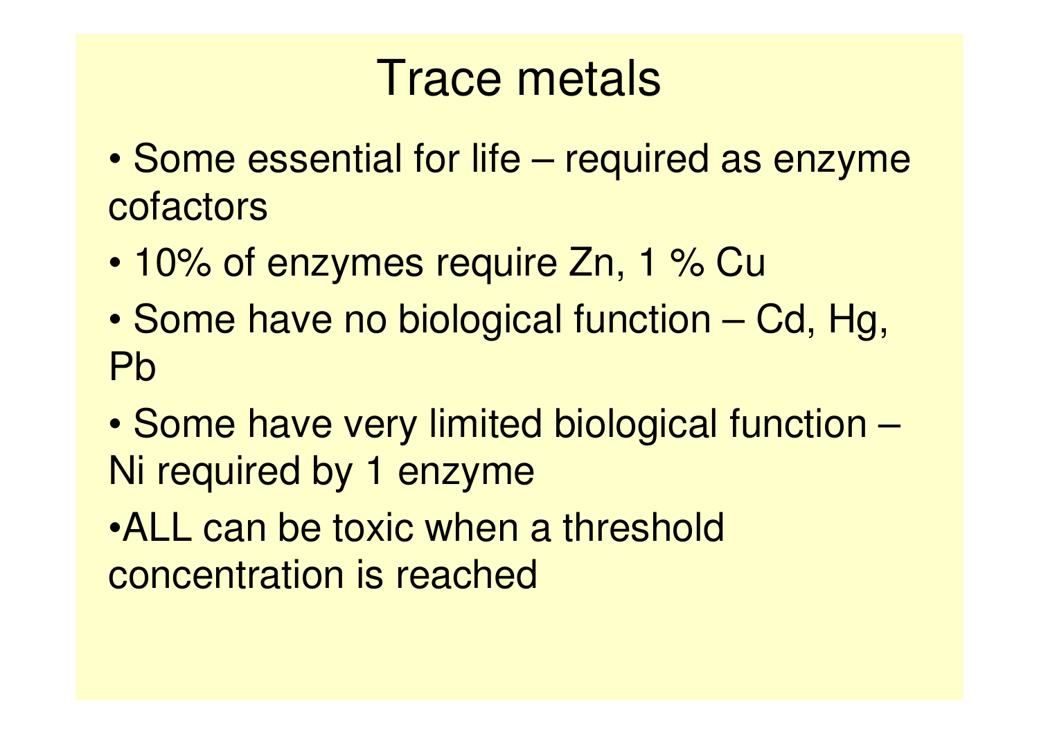# Trace metals

- Some essential for life – required as enzyme cofactors
- 10% of enzymes require Zn, 1 % Cu
- Some have no biological function – Cd, Hg, Pb
- Some have very limited biological function – Ni required by 1 enzyme
- ALL can be toxic when a threshold concentration is reached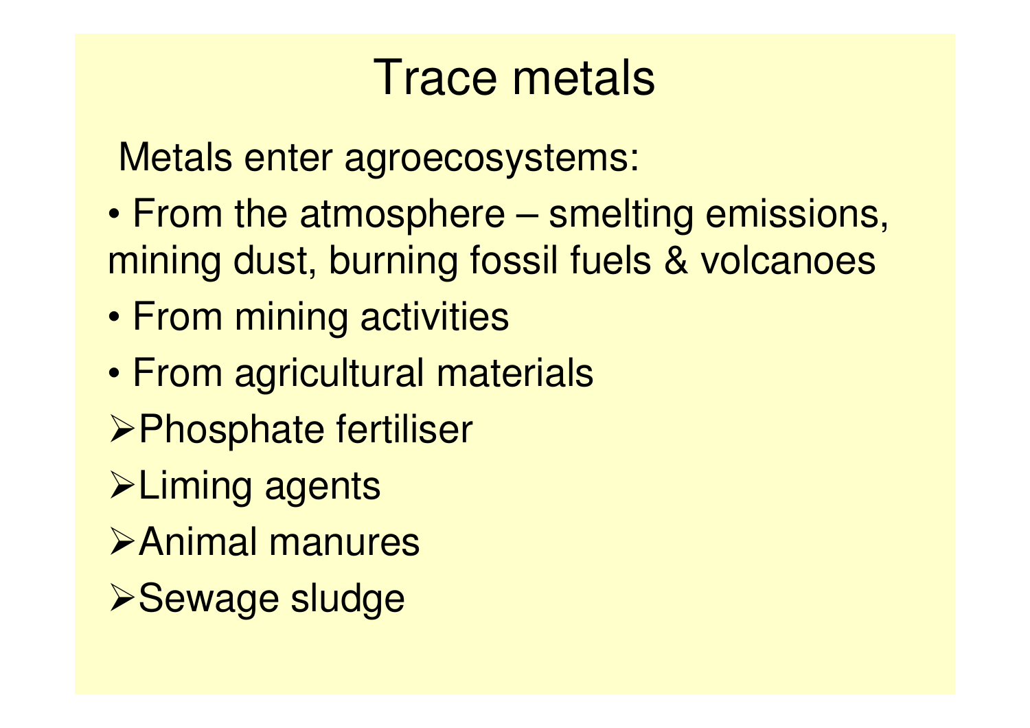# Trace metals

Metals enter agroecosystems:

- From the atmosphere – smelting emissions, mining dust, burning fossil fuels & volcanoes
- From mining activities
- From agricultural materials
  - Phosphate fertiliser
  - Liming agents
  - Animal manures
  - Sewage sludge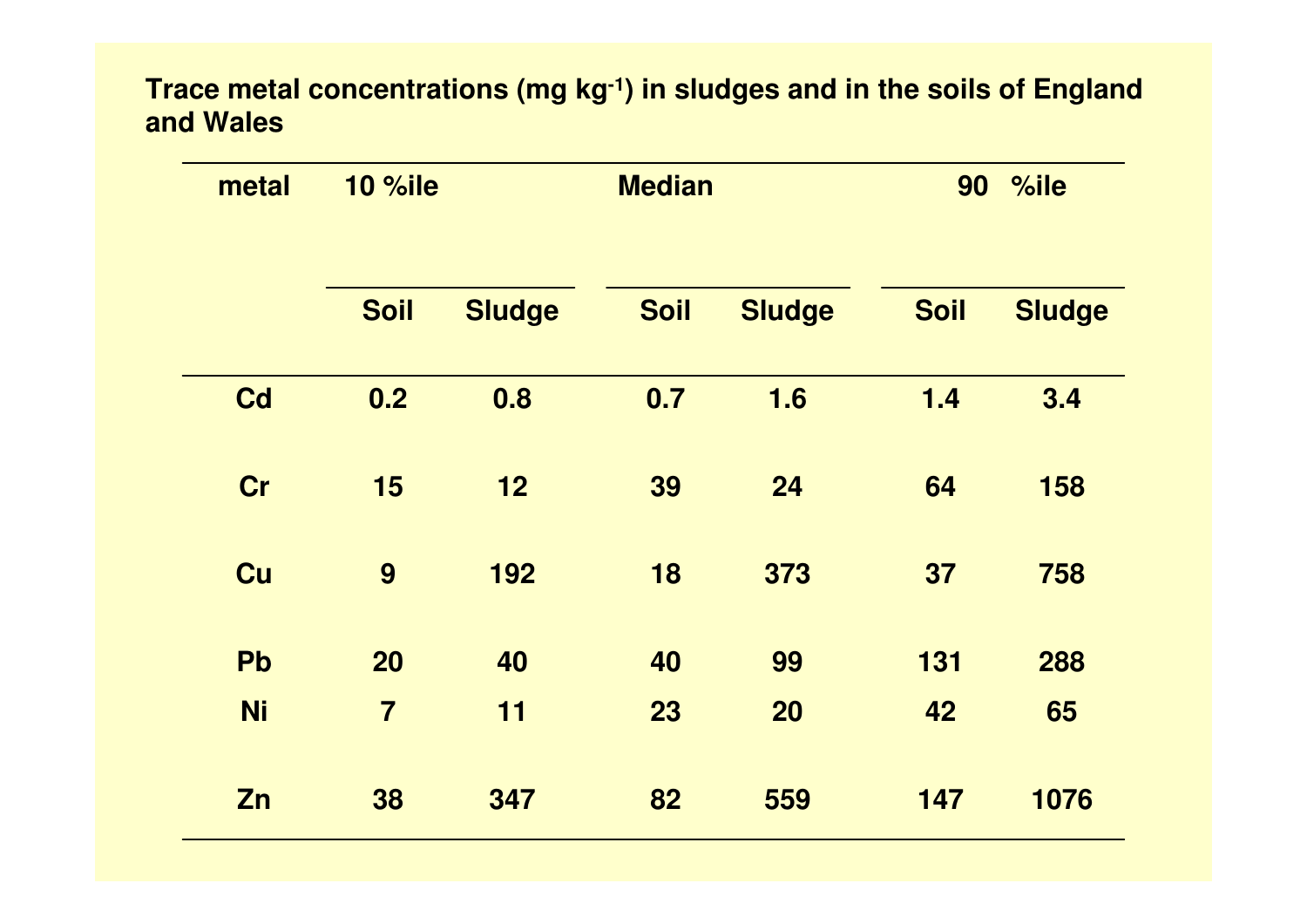**Trace metal concentrations (mg kg$^{-1}$) in sludges and in the soils of England and Wales**

| metal | 10 %ile | | Median | | 90 %ile | |
|---|---|---|---|---|---|---|
| | Soil | Sludge | Soil | Sludge | Soil | Sludge |
| Cd | 0.2 | 0.8 | 0.7 | 1.6 | 1.4 | 3.4 |
| Cr | 15 | 12 | 39 | 24 | 64 | 158 |
| Cu | 9 | 192 | 18 | 373 | 37 | 758 |
| Pb | 20 | 40 | 40 | 99 | 131 | 288 |
| Ni | 7 | 11 | 23 | 20 | 42 | 65 |
| Zn | 38 | 347 | 82 | 559 | 147 | 1076 |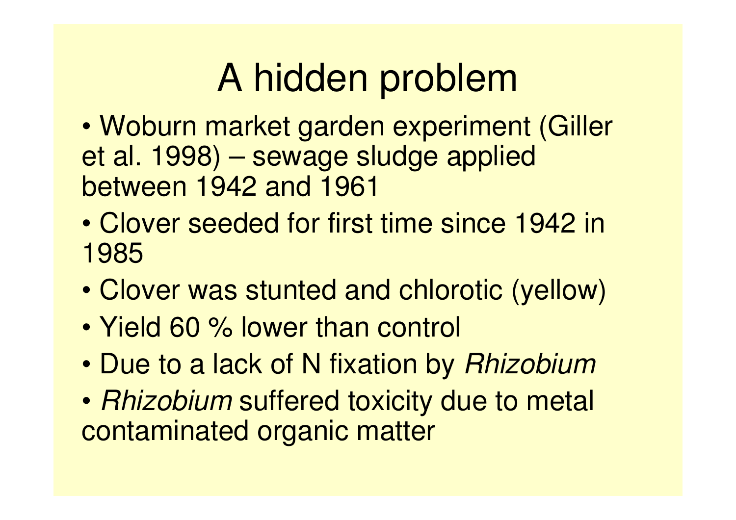# A hidden problem

- Woburn market garden experiment (Giller et al. 1998) – sewage sludge applied between 1942 and 1961
- Clover seeded for first time since 1942 in 1985
- Clover was stunted and chlorotic (yellow)
- Yield 60 % lower than control
- Due to a lack of N fixation by *Rhizobium*
- *Rhizobium* suffered toxicity due to metal contaminated organic matter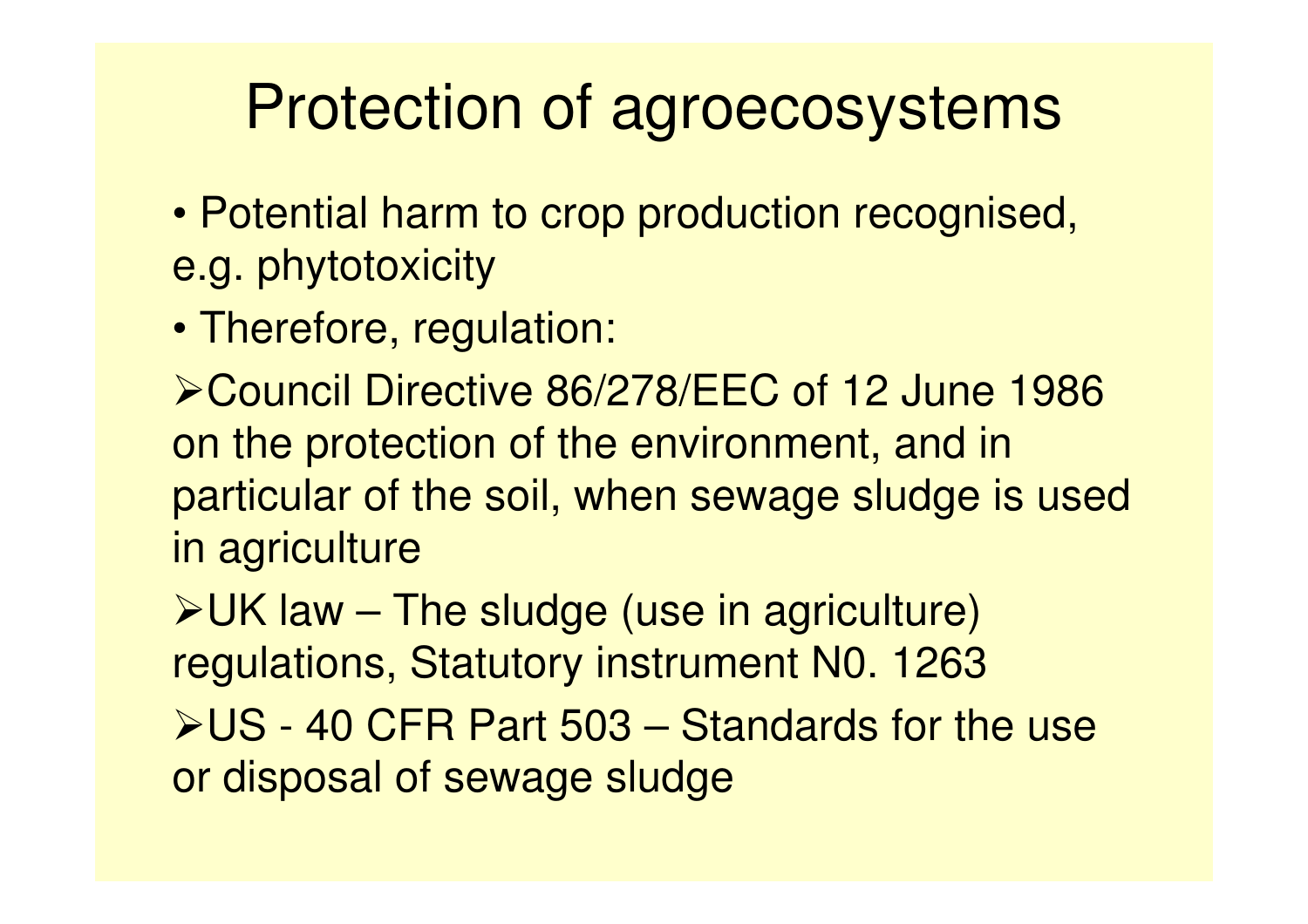# Protection of agroecosystems

- Potential harm to crop production recognised, e.g. phytotoxicity
- Therefore, regulation:

  - Council Directive 86/278/EEC of 12 June 1986 on the protection of the environment, and in particular of the soil, when sewage sludge is used in agriculture
  - UK law – The sludge (use in agriculture) regulations, Statutory instrument N0. 1263
  - US - 40 CFR Part 503 – Standards for the use or disposal of sewage sludge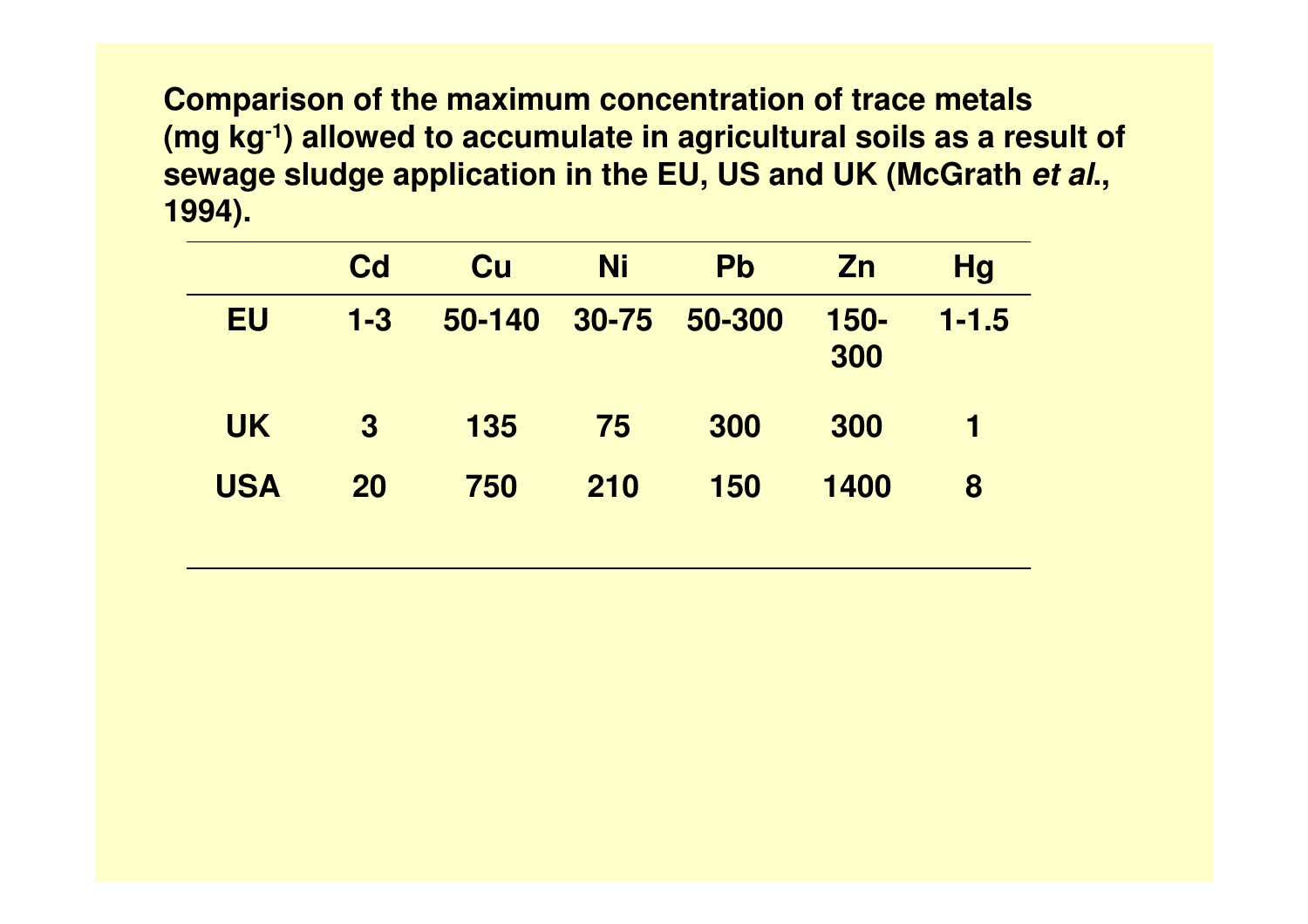**Comparison of the maximum concentration of trace metals ($mg\ kg^{-1}$) allowed to accumulate in agricultural soils as a result of sewage sludge application in the EU, US and UK (McGrath *et al*., 1994).**

| | Cd | Cu | Ni | Pb | Zn | Hg |
|---|---|---|---|---|---|---|
| EU | 1-3 | 50-140 | 30-75 | 50-300 | 150-300 | 1-1.5 |
| UK | 3 | 135 | 75 | 300 | 300 | 1 |
| USA | 20 | 750 | 210 | 150 | 1400 | 8 |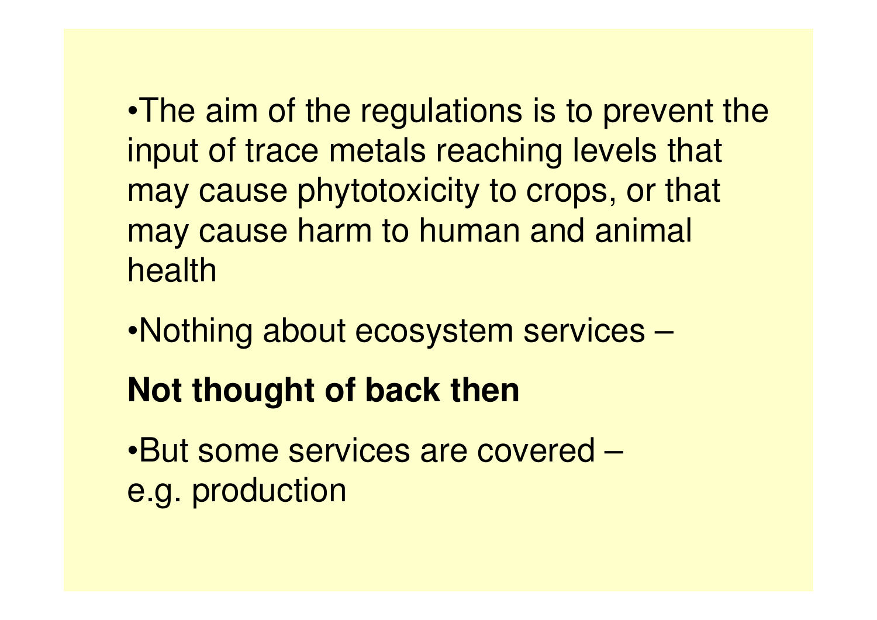- The aim of the regulations is to prevent the input of trace metals reaching levels that may cause phytotoxicity to crops, or that may cause harm to human and animal health

- Nothing about ecosystem services –

**Not thought of back then**

- But some services are covered – e.g. production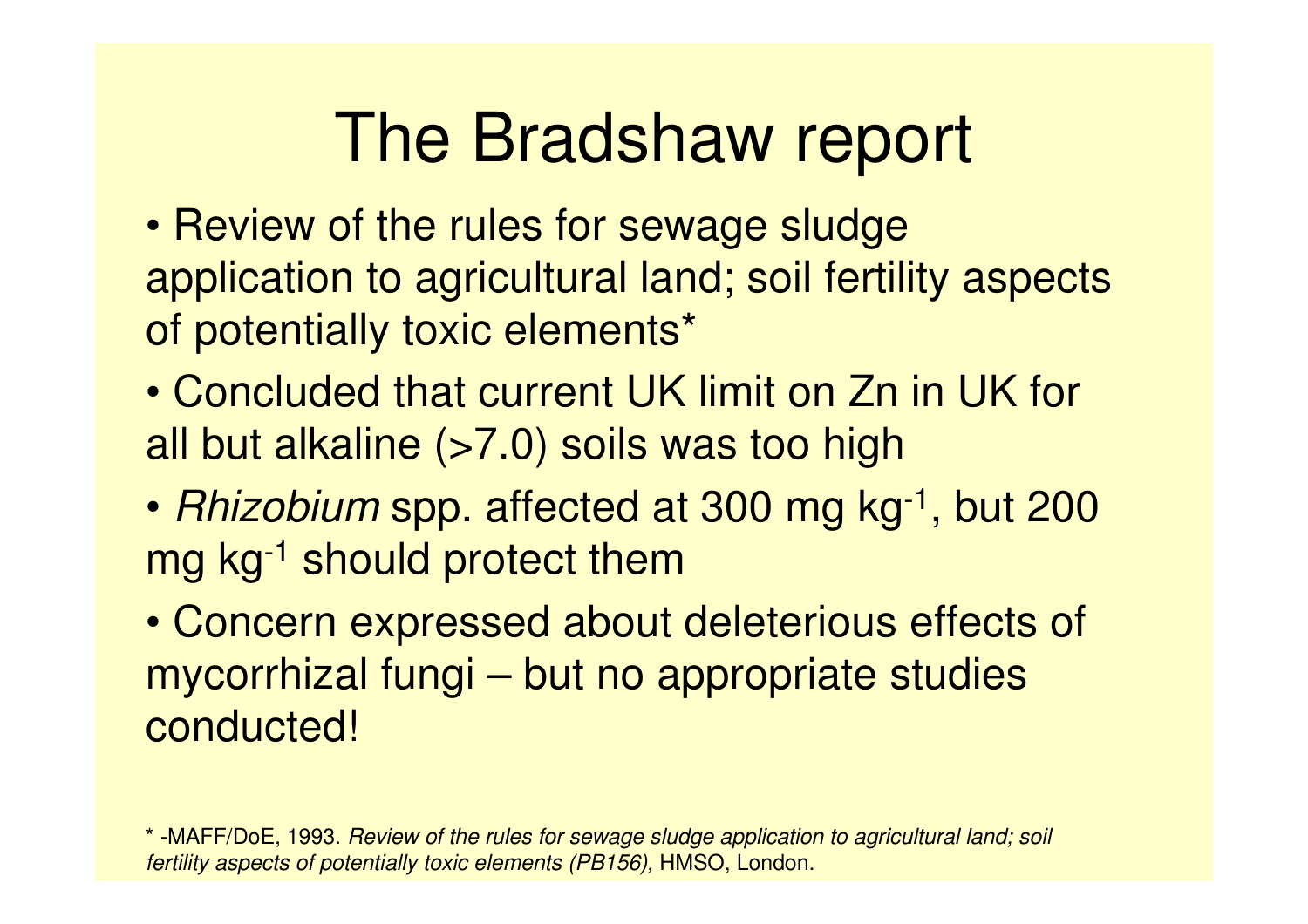# The Bradshaw report

- Review of the rules for sewage sludge application to agricultural land; soil fertility aspects of potentially toxic elements*
- Concluded that current UK limit on Zn in UK for all but alkaline (>7.0) soils was too high
- *Rhizobium* spp. affected at 300 mg $kg^{-1}$, but 200 mg $kg^{-1}$ should protect them
- Concern expressed about deleterious effects of mycorrhizal fungi – but no appropriate studies conducted!

* -MAFF/DoE, 1993. *Review of the rules for sewage sludge application to agricultural land; soil fertility aspects of potentially toxic elements (PB156),* HMSO, London.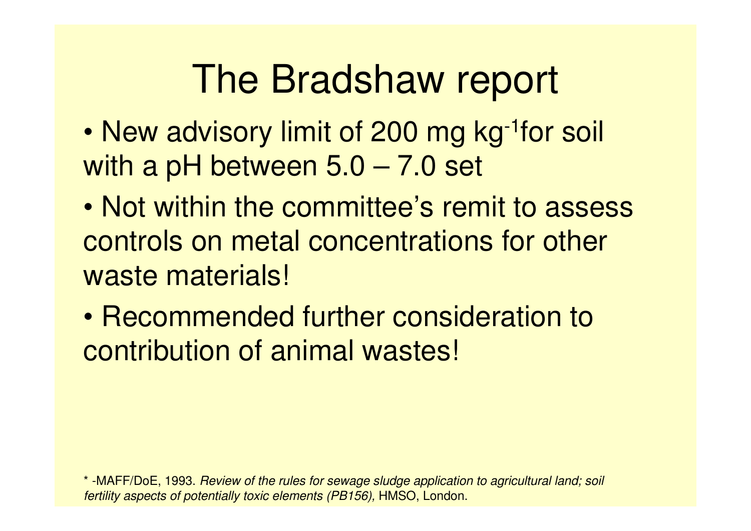# The Bradshaw report

- New advisory limit of 200 mg $kg^{-1}$ for soil with a pH between 5.0 – 7.0 set
- Not within the committee's remit to assess controls on metal concentrations for other waste materials!
- Recommended further consideration to contribution of animal wastes!

* -MAFF/DoE, 1993. *Review of the rules for sewage sludge application to agricultural land; soil fertility aspects of potentially toxic elements (PB156),* HMSO, London.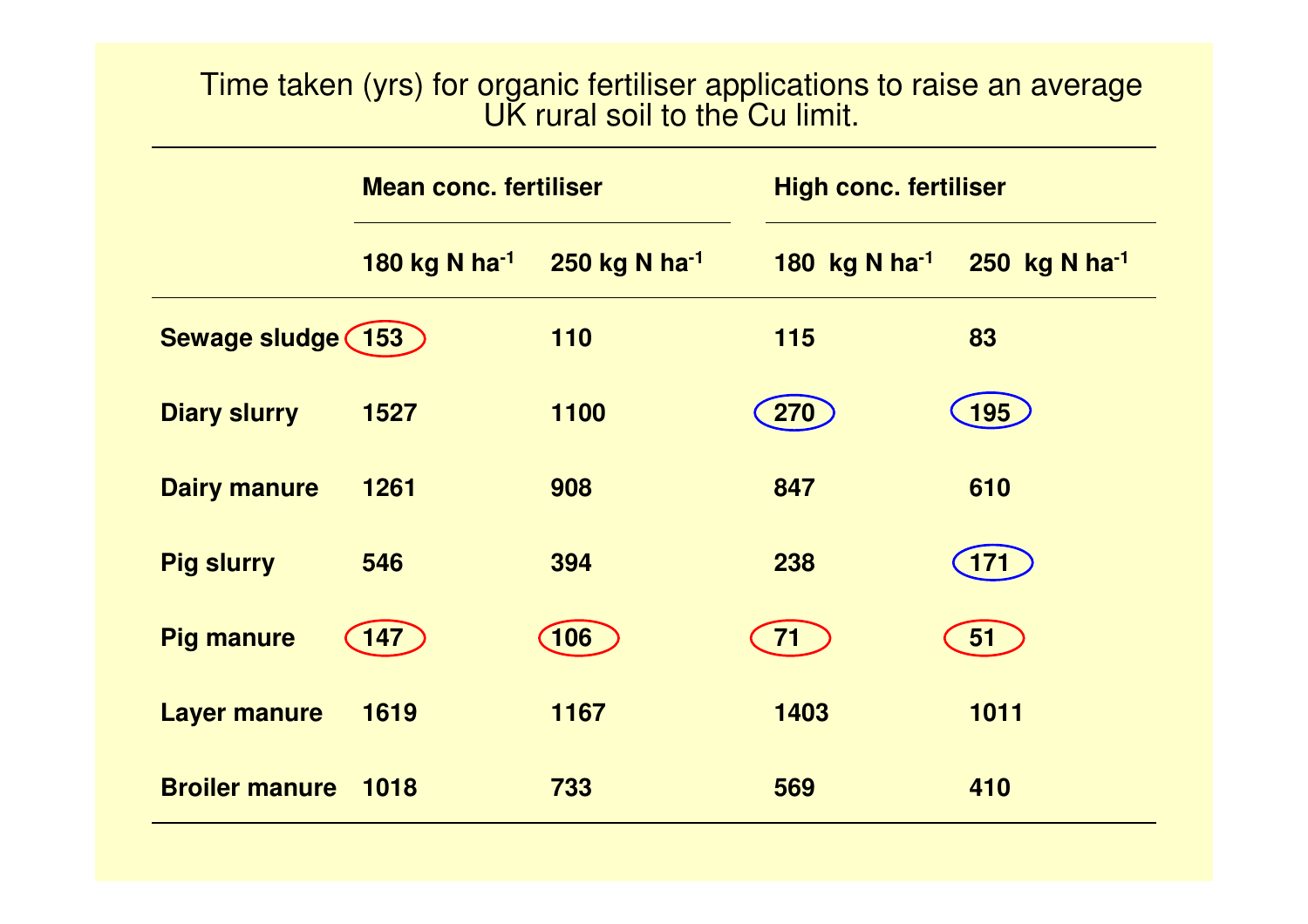# Time taken (yrs) for organic fertiliser applications to raise an average UK rural soil to the Cu limit.

| | Mean conc. fertiliser | | High conc. fertiliser | |
|---|---|---|---|---|
| | 180 kg N $ha^{-1}$ | 250 kg N $ha^{-1}$ | 180 kg N $ha^{-1}$ | 250 kg N $ha^{-1}$ |
| Sewage sludge | 153 | 110 | 115 | 83 |
| Diary slurry | 1527 | 1100 | 270 | 195 |
| Dairy manure | 1261 | 908 | 847 | 610 |
| Pig slurry | 546 | 394 | 238 | 171 |
| Pig manure | 147 | 106 | 71 | 51 |
| Layer manure | 1619 | 1167 | 1403 | 1011 |
| Broiler manure | 1018 | 733 | 569 | 410 |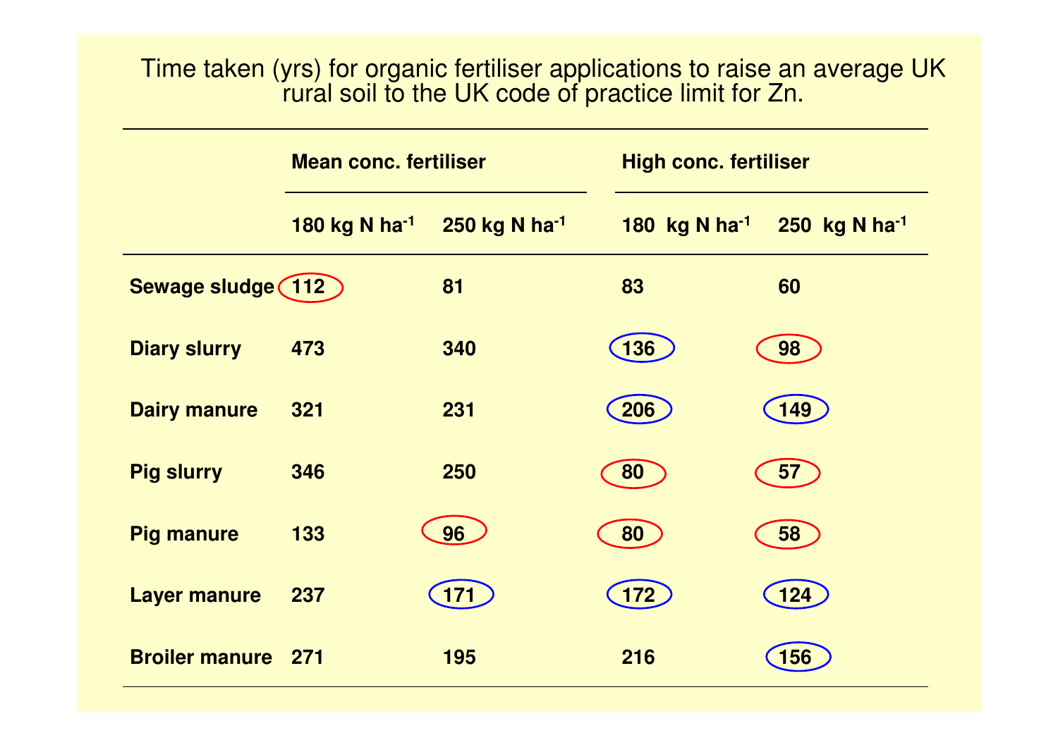Time taken (yrs) for organic fertiliser applications to raise an average UK rural soil to the UK code of practice limit for Zn.

| | Mean conc. fertiliser | | High conc. fertiliser | |
|---|---|---|---|---|
| | 180 kg N ha$^{-1}$ | 250 kg N ha$^{-1}$ | 180 kg N ha$^{-1}$ | 250 kg N ha$^{-1}$ |
| **Sewage sludge** | 112 | 81 | 83 | 60 |
| **Diary slurry** | 473 | 340 | 136 | 98 |
| **Dairy manure** | 321 | 231 | 206 | 149 |
| **Pig slurry** | 346 | 250 | 80 | 57 |
| **Pig manure** | 133 | 96 | 80 | 58 |
| **Layer manure** | 237 | 171 | 172 | 124 |
| **Broiler manure** | 271 | 195 | 216 | 156 |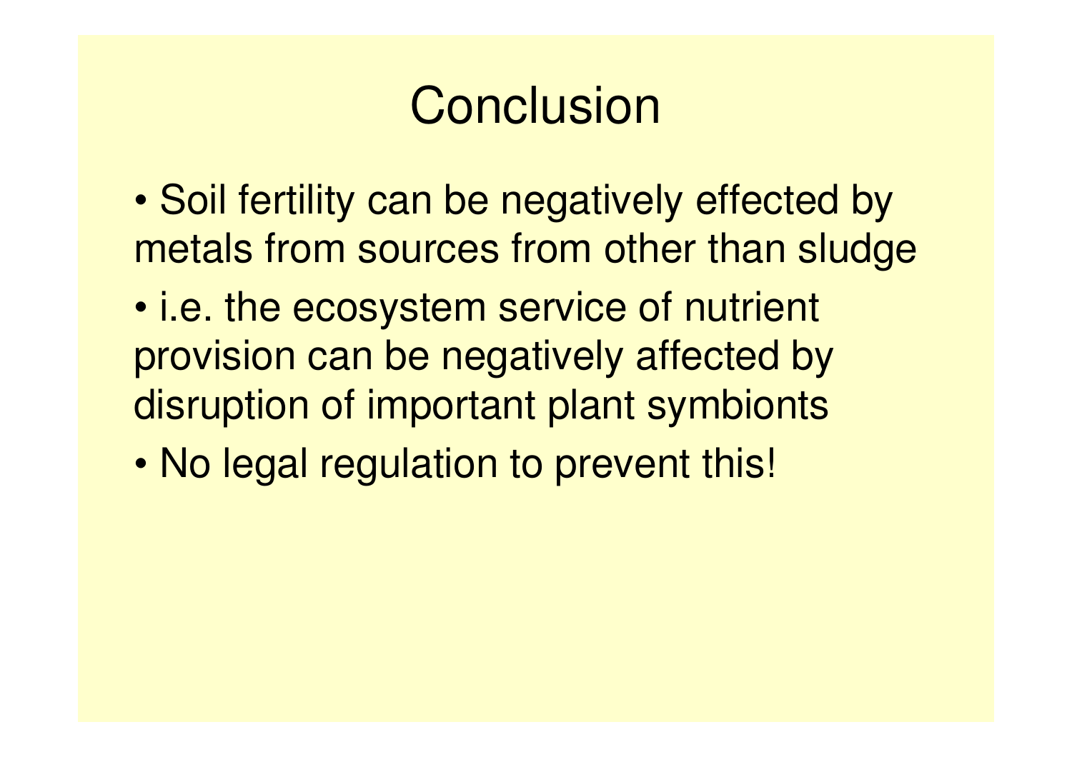# Conclusion

- Soil fertility can be negatively effected by metals from sources from other than sludge
- i.e. the ecosystem service of nutrient provision can be negatively affected by disruption of important plant symbionts
- No legal regulation to prevent this!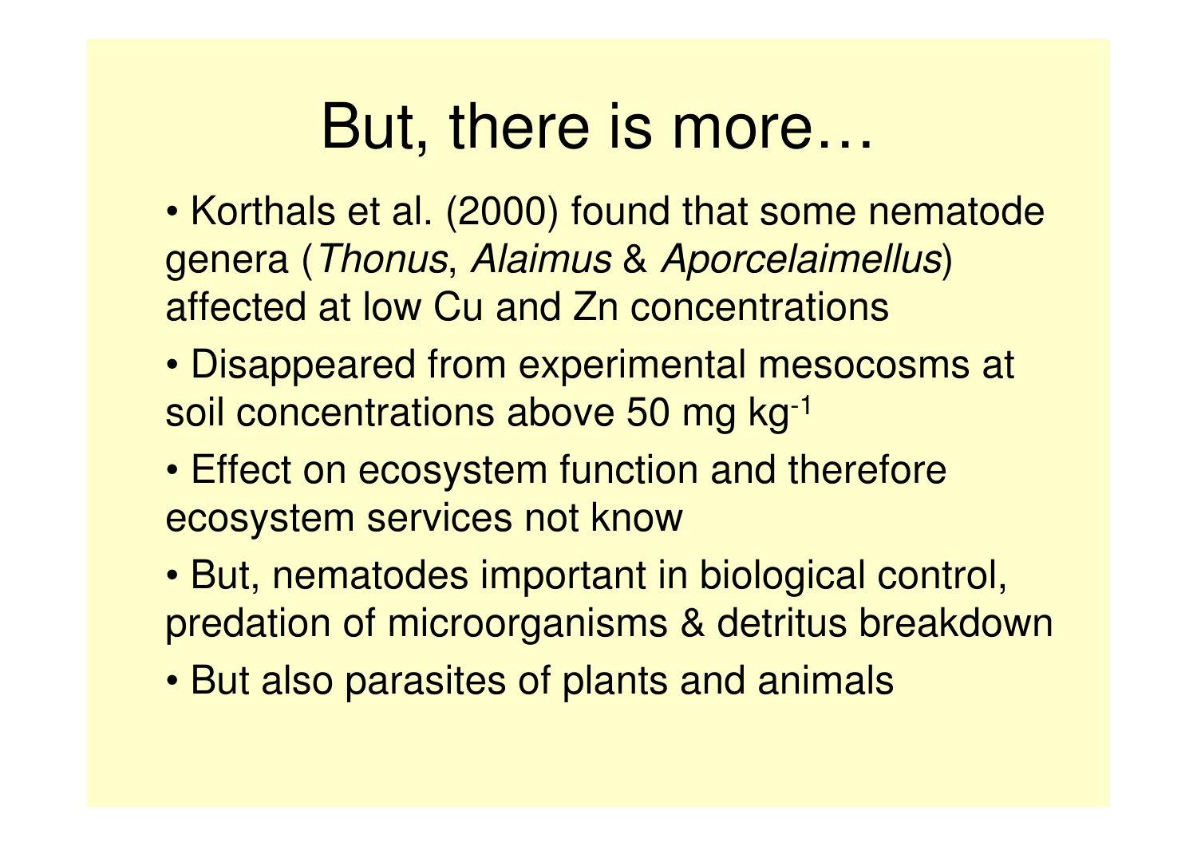# But, there is more…

- Korthals et al. (2000) found that some nematode genera (*Thonus*, *Alaimus* & *Aporcelaimellus*) affected at low Cu and Zn concentrations
- Disappeared from experimental mesocosms at soil concentrations above 50 mg $kg^{-1}$
- Effect on ecosystem function and therefore ecosystem services not know
- But, nematodes important in biological control, predation of microorganisms & detritus breakdown
- But also parasites of plants and animals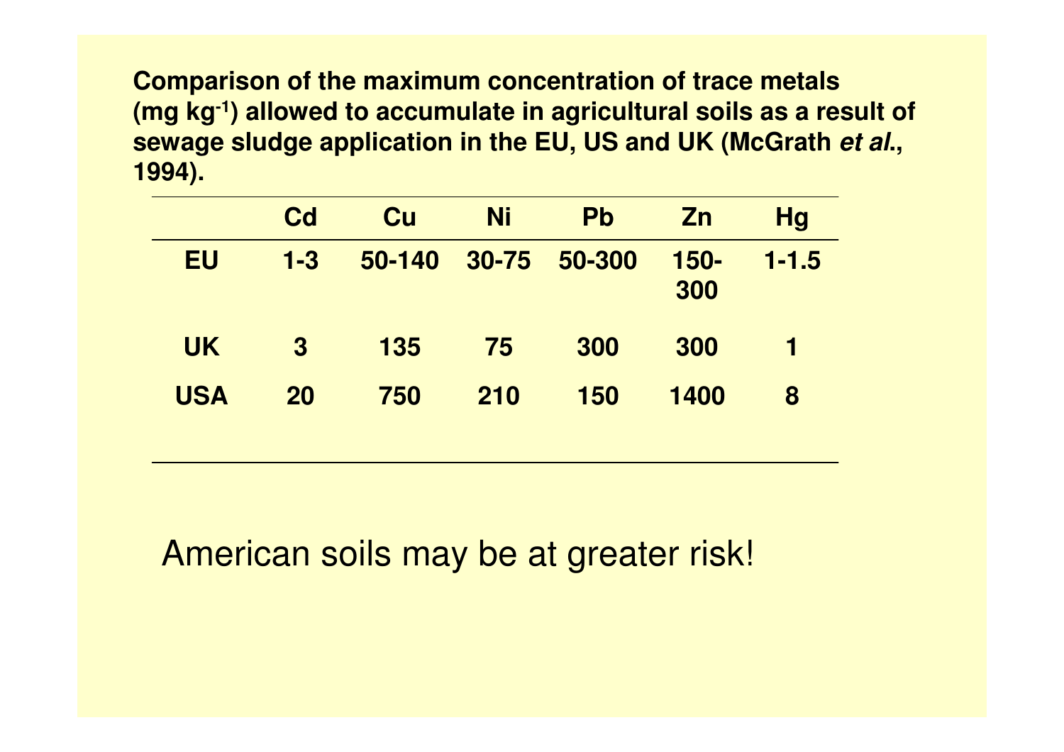**Comparison of the maximum concentration of trace metals (mg $kg^{-1}$) allowed to accumulate in agricultural soils as a result of sewage sludge application in the EU, US and UK (McGrath *et al*., 1994).**

| | Cd | Cu | Ni | Pb | Zn | Hg |
|---|---|---|---|---|---|---|
| EU | 1-3 | 50-140 | 30-75 | 50-300 | 150-300 | 1-1.5 |
| UK | 3 | 135 | 75 | 300 | 300 | 1 |
| USA | 20 | 750 | 210 | 150 | 1400 | 8 |

American soils may be at greater risk!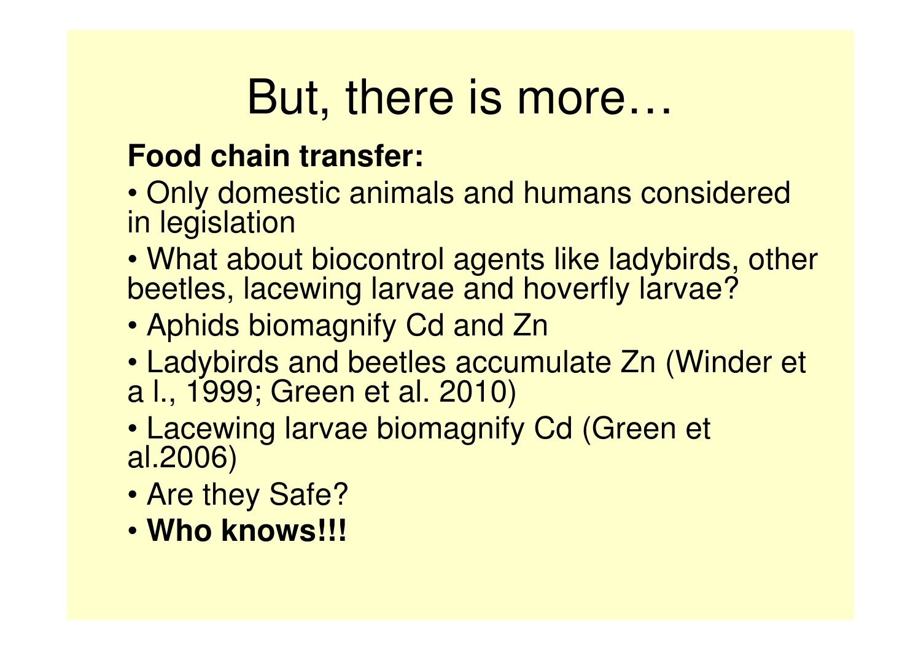# But, there is more…

**Food chain transfer:**

- Only domestic animals and humans considered in legislation
- What about biocontrol agents like ladybirds, other beetles, lacewing larvae and hoverfly larvae?
- Aphids biomagnify Cd and Zn
- Ladybirds and beetles accumulate Zn (Winder et a l., 1999; Green et al. 2010)
- Lacewing larvae biomagnify Cd (Green et al.2006)
- Are they Safe?
- **Who knows!!!**